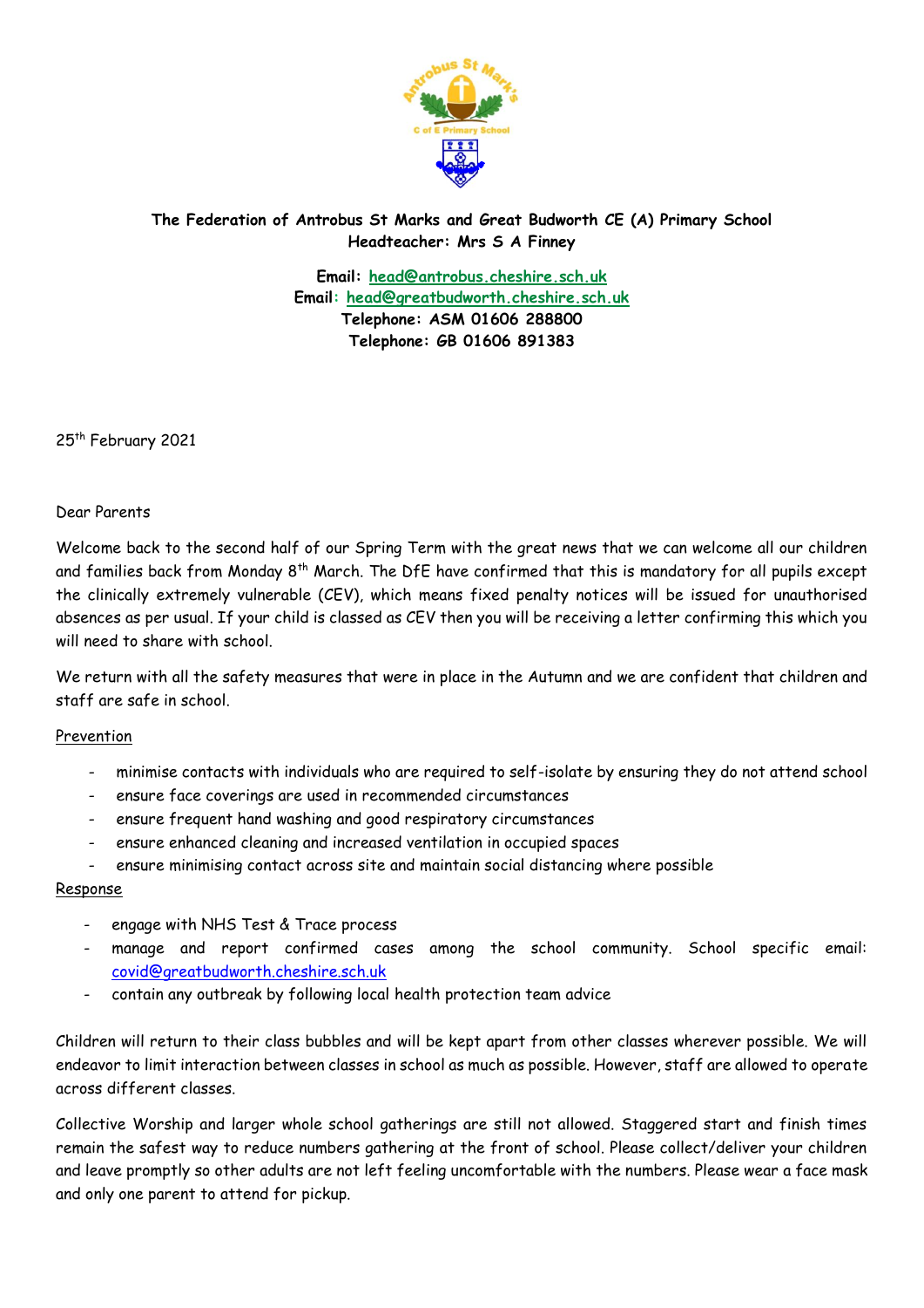**The Federation of Antrobus St Marks and Great Budworth CE (A) Primary School**
**Headteacher: Mrs S A Finney**

**Email: head@antrobus.cheshire.sch.uk**
**Email: head@greatbudworth.cheshire.sch.uk**
**Telephone: ASM 01606 288800**
**Telephone: GB 01606 891383**

25th February 2021

Dear Parents

Welcome back to the second half of our Spring Term with the great news that we can welcome all our children and families back from Monday 8th March. The DfE have confirmed that this is mandatory for all pupils except the clinically extremely vulnerable (CEV), which means fixed penalty notices will be issued for unauthorised absences as per usual. If your child is classed as CEV then you will be receiving a letter confirming this which you will need to share with school.

We return with all the safety measures that were in place in the Autumn and we are confident that children and staff are safe in school.

Prevention

- minimise contacts with individuals who are required to self-isolate by ensuring they do not attend school
- ensure face coverings are used in recommended circumstances
- ensure frequent hand washing and good respiratory circumstances
- ensure enhanced cleaning and increased ventilation in occupied spaces
- ensure minimising contact across site and maintain social distancing where possible

Response

- engage with NHS Test & Trace process
- manage and report confirmed cases among the school community. School specific email: covid@greatbudworth.cheshire.sch.uk
- contain any outbreak by following local health protection team advice

Children will return to their class bubbles and will be kept apart from other classes wherever possible. We will endeavor to limit interaction between classes in school as much as possible. However, staff are allowed to operate across different classes.

Collective Worship and larger whole school gatherings are still not allowed. Staggered start and finish times remain the safest way to reduce numbers gathering at the front of school. Please collect/deliver your children and leave promptly so other adults are not left feeling uncomfortable with the numbers. Please wear a face mask and only one parent to attend for pickup.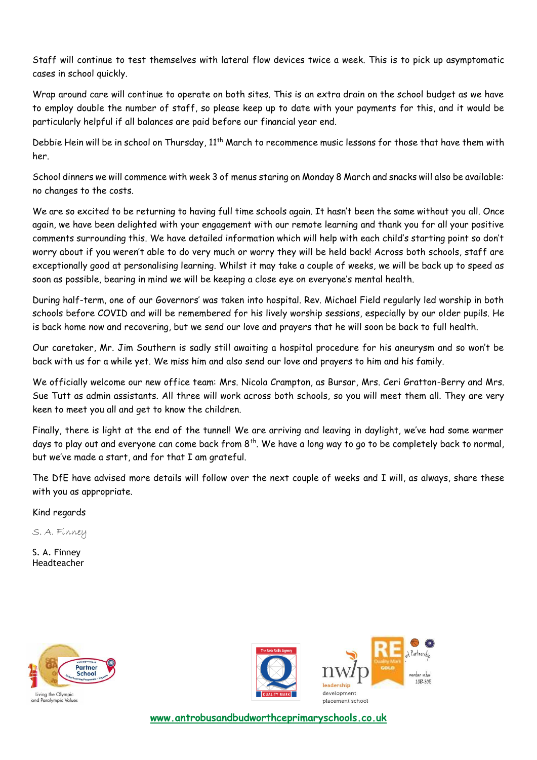Staff will continue to test themselves with lateral flow devices twice a week. This is to pick up asymptomatic cases in school quickly.

Wrap around care will continue to operate on both sites. This is an extra drain on the school budget as we have to employ double the number of staff, so please keep up to date with your payments for this, and it would be particularly helpful if all balances are paid before our financial year end.

Debbie Hein will be in school on Thursday, 11th March to recommence music lessons for those that have them with her.

School dinners we will commence with week 3 of menus staring on Monday 8 March and snacks will also be available: no changes to the costs.

We are so excited to be returning to having full time schools again. It hasn't been the same without you all. Once again, we have been delighted with your engagement with our remote learning and thank you for all your positive comments surrounding this. We have detailed information which will help with each child's starting point so don't worry about if you weren't able to do very much or worry they will be held back! Across both schools, staff are exceptionally good at personalising learning. Whilst it may take a couple of weeks, we will be back up to speed as soon as possible, bearing in mind we will be keeping a close eye on everyone's mental health.

During half-term, one of our Governors' was taken into hospital. Rev. Michael Field regularly led worship in both schools before COVID and will be remembered for his lively worship sessions, especially by our older pupils. He is back home now and recovering, but we send our love and prayers that he will soon be back to full health.

Our caretaker, Mr. Jim Southern is sadly still awaiting a hospital procedure for his aneurysm and so won't be back with us for a while yet. We miss him and also send our love and prayers to him and his family.

We officially welcome our new office team: Mrs. Nicola Crampton, as Bursar, Mrs. Ceri Gratton-Berry and Mrs. Sue Tutt as admin assistants. All three will work across both schools, so you will meet them all. They are very keen to meet you all and get to know the children.

Finally, there is light at the end of the tunnel! We are arriving and leaving in daylight, we've had some warmer days to play out and everyone can come back from 8th. We have a long way to go to be completely back to normal, but we've made a start, and for that I am grateful.

The DfE have advised more details will follow over the next couple of weeks and I will, as always, share these with you as appropriate.

Kind regards

S. A. Finney

S. A. Finney
Headteacher

www.antrobusandbudworthceprimaryschools.co.uk